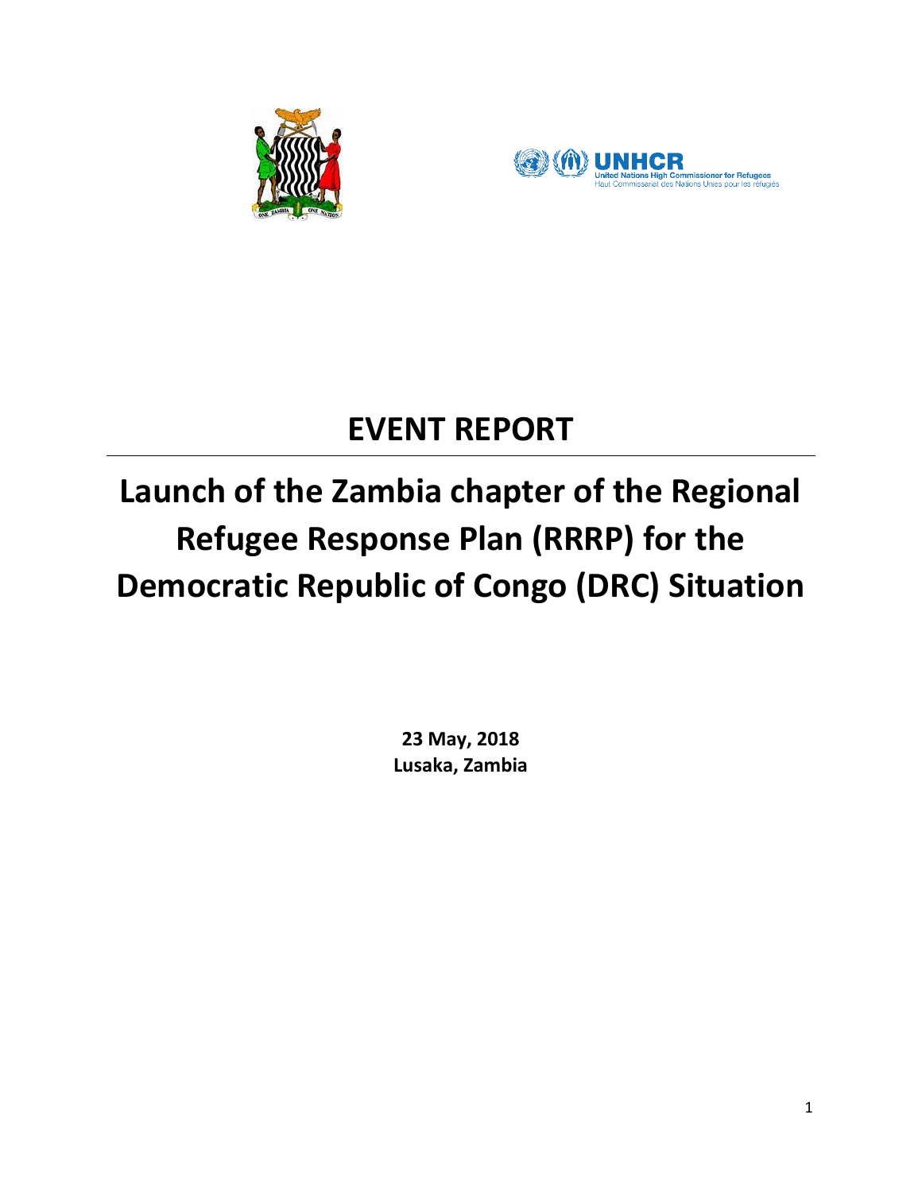# EVENT REPORT

# Launch of the Zambia chapter of the Regional Refugee Response Plan (RRRP) for the Democratic Republic of Congo (DRC) Situation

**23 May, 2018**
**Lusaka, Zambia**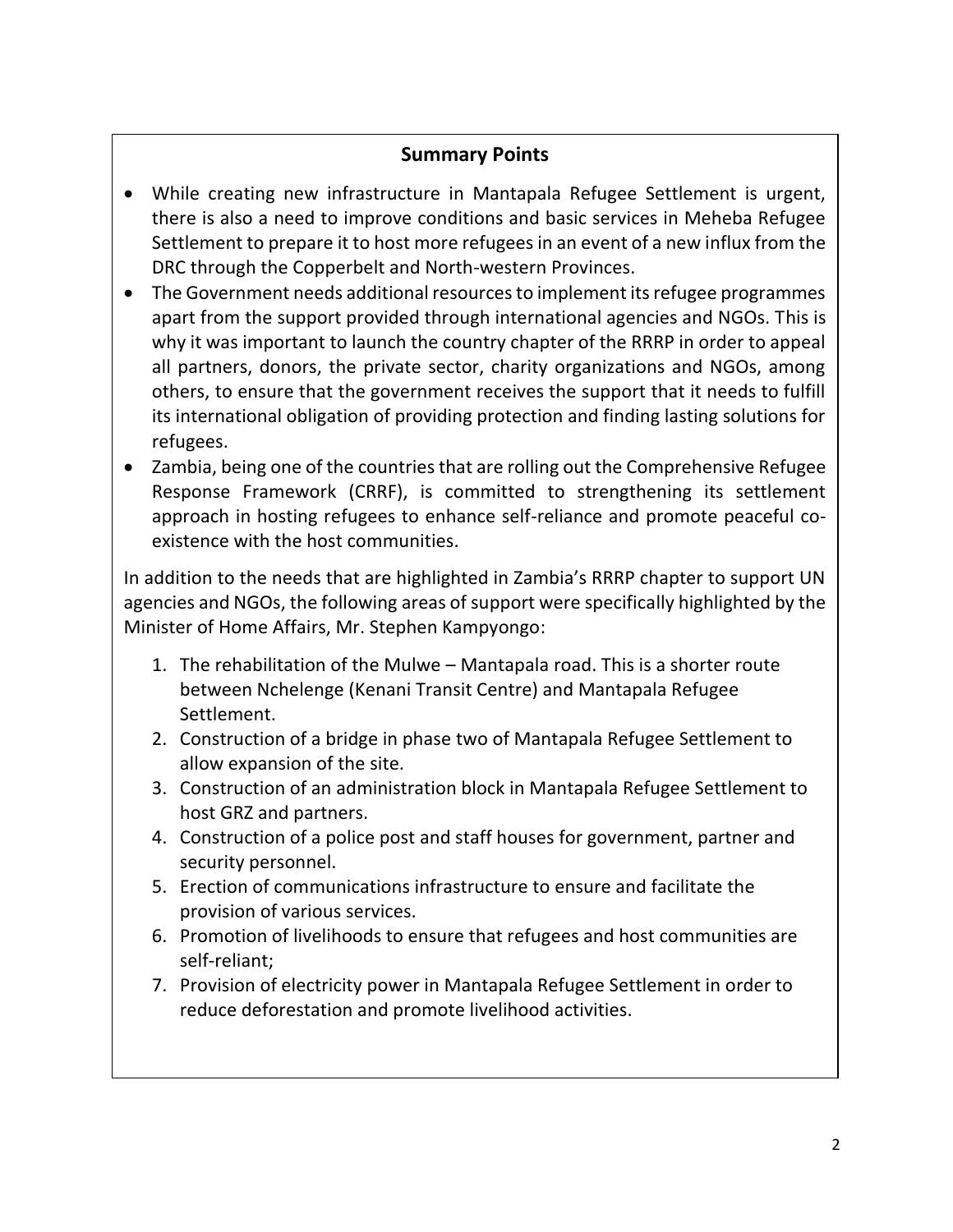## Summary Points

- While creating new infrastructure in Mantapala Refugee Settlement is urgent, there is also a need to improve conditions and basic services in Meheba Refugee Settlement to prepare it to host more refugees in an event of a new influx from the DRC through the Copperbelt and North-western Provinces.
- The Government needs additional resources to implement its refugee programmes apart from the support provided through international agencies and NGOs. This is why it was important to launch the country chapter of the RRRP in order to appeal all partners, donors, the private sector, charity organizations and NGOs, among others, to ensure that the government receives the support that it needs to fulfill its international obligation of providing protection and finding lasting solutions for refugees.
- Zambia, being one of the countries that are rolling out the Comprehensive Refugee Response Framework (CRRF), is committed to strengthening its settlement approach in hosting refugees to enhance self-reliance and promote peaceful co-existence with the host communities.

In addition to the needs that are highlighted in Zambia's RRRP chapter to support UN agencies and NGOs, the following areas of support were specifically highlighted by the Minister of Home Affairs, Mr. Stephen Kampyongo:

1. The rehabilitation of the Mulwe – Mantapala road. This is a shorter route between Nchelenge (Kenani Transit Centre) and Mantapala Refugee Settlement.
2. Construction of a bridge in phase two of Mantapala Refugee Settlement to allow expansion of the site.
3. Construction of an administration block in Mantapala Refugee Settlement to host GRZ and partners.
4. Construction of a police post and staff houses for government, partner and security personnel.
5. Erection of communications infrastructure to ensure and facilitate the provision of various services.
6. Promotion of livelihoods to ensure that refugees and host communities are self-reliant;
7. Provision of electricity power in Mantapala Refugee Settlement in order to reduce deforestation and promote livelihood activities.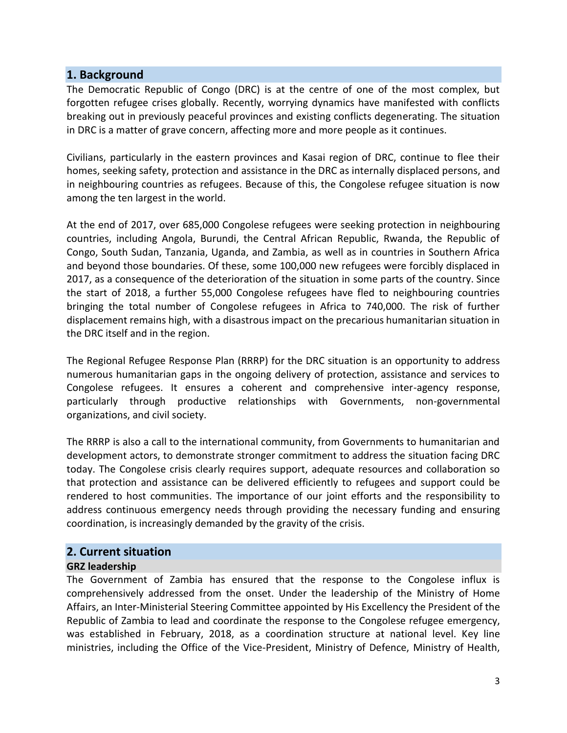## 1. Background

The Democratic Republic of Congo (DRC) is at the centre of one of the most complex, but forgotten refugee crises globally. Recently, worrying dynamics have manifested with conflicts breaking out in previously peaceful provinces and existing conflicts degenerating. The situation in DRC is a matter of grave concern, affecting more and more people as it continues.

Civilians, particularly in the eastern provinces and Kasai region of DRC, continue to flee their homes, seeking safety, protection and assistance in the DRC as internally displaced persons, and in neighbouring countries as refugees. Because of this, the Congolese refugee situation is now among the ten largest in the world.

At the end of 2017, over 685,000 Congolese refugees were seeking protection in neighbouring countries, including Angola, Burundi, the Central African Republic, Rwanda, the Republic of Congo, South Sudan, Tanzania, Uganda, and Zambia, as well as in countries in Southern Africa and beyond those boundaries. Of these, some 100,000 new refugees were forcibly displaced in 2017, as a consequence of the deterioration of the situation in some parts of the country. Since the start of 2018, a further 55,000 Congolese refugees have fled to neighbouring countries bringing the total number of Congolese refugees in Africa to 740,000. The risk of further displacement remains high, with a disastrous impact on the precarious humanitarian situation in the DRC itself and in the region.

The Regional Refugee Response Plan (RRRP) for the DRC situation is an opportunity to address numerous humanitarian gaps in the ongoing delivery of protection, assistance and services to Congolese refugees. It ensures a coherent and comprehensive inter-agency response, particularly through productive relationships with Governments, non-governmental organizations, and civil society.

The RRRP is also a call to the international community, from Governments to humanitarian and development actors, to demonstrate stronger commitment to address the situation facing DRC today. The Congolese crisis clearly requires support, adequate resources and collaboration so that protection and assistance can be delivered efficiently to refugees and support could be rendered to host communities. The importance of our joint efforts and the responsibility to address continuous emergency needs through providing the necessary funding and ensuring coordination, is increasingly demanded by the gravity of the crisis.

## 2. Current situation

### GRZ leadership

The Government of Zambia has ensured that the response to the Congolese influx is comprehensively addressed from the onset. Under the leadership of the Ministry of Home Affairs, an Inter-Ministerial Steering Committee appointed by His Excellency the President of the Republic of Zambia to lead and coordinate the response to the Congolese refugee emergency, was established in February, 2018, as a coordination structure at national level. Key line ministries, including the Office of the Vice-President, Ministry of Defence, Ministry of Health,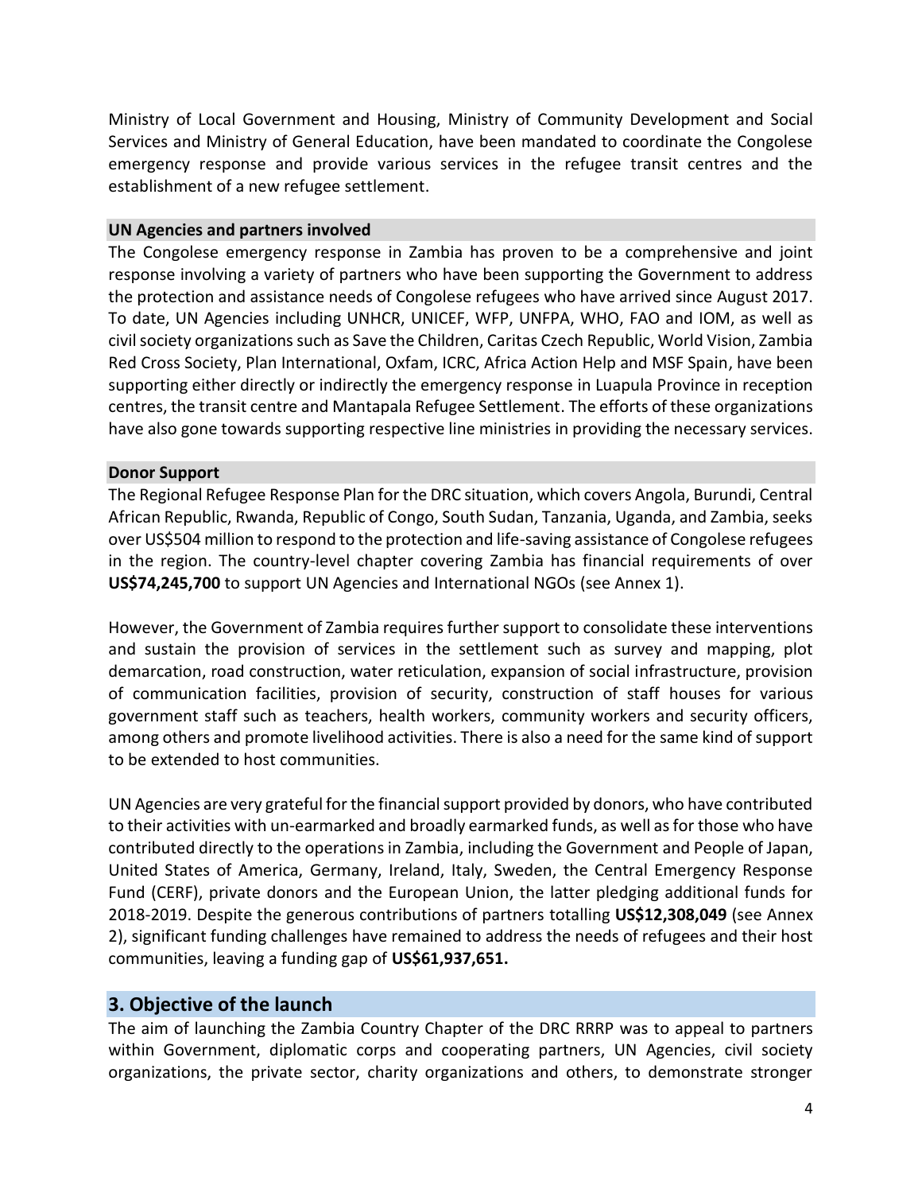Ministry of Local Government and Housing, Ministry of Community Development and Social Services and Ministry of General Education, have been mandated to coordinate the Congolese emergency response and provide various services in the refugee transit centres and the establishment of a new refugee settlement.

#### UN Agencies and partners involved

The Congolese emergency response in Zambia has proven to be a comprehensive and joint response involving a variety of partners who have been supporting the Government to address the protection and assistance needs of Congolese refugees who have arrived since August 2017. To date, UN Agencies including UNHCR, UNICEF, WFP, UNFPA, WHO, FAO and IOM, as well as civil society organizations such as Save the Children, Caritas Czech Republic, World Vision, Zambia Red Cross Society, Plan International, Oxfam, ICRC, Africa Action Help and MSF Spain, have been supporting either directly or indirectly the emergency response in Luapula Province in reception centres, the transit centre and Mantapala Refugee Settlement. The efforts of these organizations have also gone towards supporting respective line ministries in providing the necessary services.

#### Donor Support

The Regional Refugee Response Plan for the DRC situation, which covers Angola, Burundi, Central African Republic, Rwanda, Republic of Congo, South Sudan, Tanzania, Uganda, and Zambia, seeks over US$504 million to respond to the protection and life-saving assistance of Congolese refugees in the region. The country-level chapter covering Zambia has financial requirements of over **US$74,245,700** to support UN Agencies and International NGOs (see Annex 1).

However, the Government of Zambia requires further support to consolidate these interventions and sustain the provision of services in the settlement such as survey and mapping, plot demarcation, road construction, water reticulation, expansion of social infrastructure, provision of communication facilities, provision of security, construction of staff houses for various government staff such as teachers, health workers, community workers and security officers, among others and promote livelihood activities. There is also a need for the same kind of support to be extended to host communities.

UN Agencies are very grateful for the financial support provided by donors, who have contributed to their activities with un-earmarked and broadly earmarked funds, as well as for those who have contributed directly to the operations in Zambia, including the Government and People of Japan, United States of America, Germany, Ireland, Italy, Sweden, the Central Emergency Response Fund (CERF), private donors and the European Union, the latter pledging additional funds for 2018-2019. Despite the generous contributions of partners totalling **US$12,308,049** (see Annex 2), significant funding challenges have remained to address the needs of refugees and their host communities, leaving a funding gap of **US$61,937,651.**

## 3. Objective of the launch

The aim of launching the Zambia Country Chapter of the DRC RRRP was to appeal to partners within Government, diplomatic corps and cooperating partners, UN Agencies, civil society organizations, the private sector, charity organizations and others, to demonstrate stronger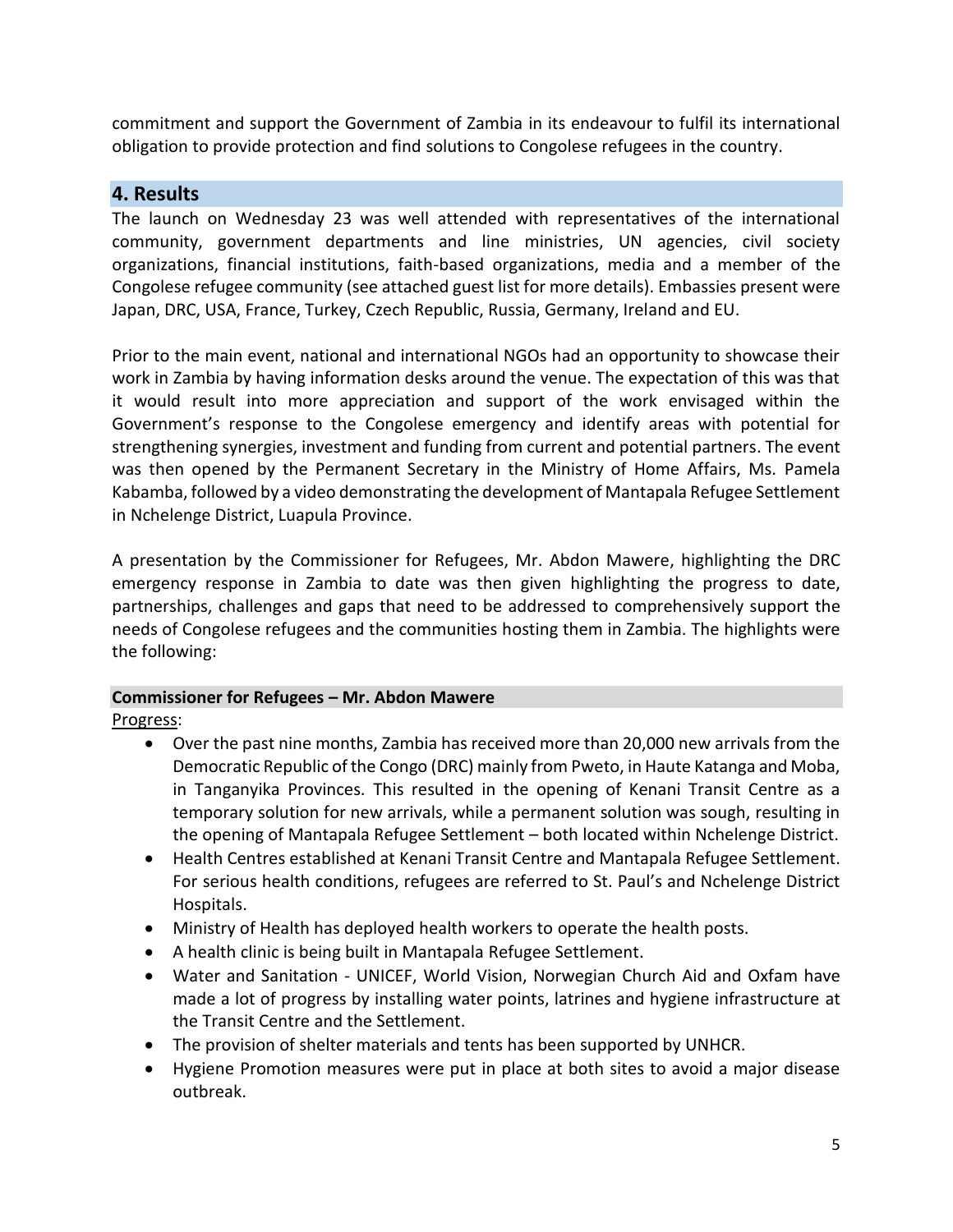commitment and support the Government of Zambia in its endeavour to fulfil its international obligation to provide protection and find solutions to Congolese refugees in the country.

## 4. Results

The launch on Wednesday 23 was well attended with representatives of the international community, government departments and line ministries, UN agencies, civil society organizations, financial institutions, faith-based organizations, media and a member of the Congolese refugee community (see attached guest list for more details). Embassies present were Japan, DRC, USA, France, Turkey, Czech Republic, Russia, Germany, Ireland and EU.

Prior to the main event, national and international NGOs had an opportunity to showcase their work in Zambia by having information desks around the venue. The expectation of this was that it would result into more appreciation and support of the work envisaged within the Government's response to the Congolese emergency and identify areas with potential for strengthening synergies, investment and funding from current and potential partners. The event was then opened by the Permanent Secretary in the Ministry of Home Affairs, Ms. Pamela Kabamba, followed by a video demonstrating the development of Mantapala Refugee Settlement in Nchelenge District, Luapula Province.

A presentation by the Commissioner for Refugees, Mr. Abdon Mawere, highlighting the DRC emergency response in Zambia to date was then given highlighting the progress to date, partnerships, challenges and gaps that need to be addressed to comprehensively support the needs of Congolese refugees and the communities hosting them in Zambia. The highlights were the following:

**Commissioner for Refugees – Mr. Abdon Mawere**

Progress:

- Over the past nine months, Zambia has received more than 20,000 new arrivals from the Democratic Republic of the Congo (DRC) mainly from Pweto, in Haute Katanga and Moba, in Tanganyika Provinces. This resulted in the opening of Kenani Transit Centre as a temporary solution for new arrivals, while a permanent solution was sough, resulting in the opening of Mantapala Refugee Settlement – both located within Nchelenge District.
- Health Centres established at Kenani Transit Centre and Mantapala Refugee Settlement. For serious health conditions, refugees are referred to St. Paul's and Nchelenge District Hospitals.
- Ministry of Health has deployed health workers to operate the health posts.
- A health clinic is being built in Mantapala Refugee Settlement.
- Water and Sanitation - UNICEF, World Vision, Norwegian Church Aid and Oxfam have made a lot of progress by installing water points, latrines and hygiene infrastructure at the Transit Centre and the Settlement.
- The provision of shelter materials and tents has been supported by UNHCR.
- Hygiene Promotion measures were put in place at both sites to avoid a major disease outbreak.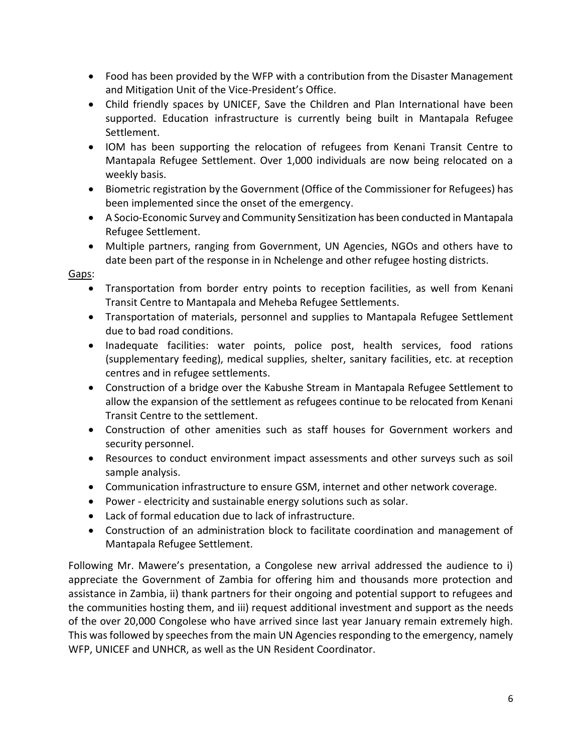- Food has been provided by the WFP with a contribution from the Disaster Management and Mitigation Unit of the Vice-President's Office.
- Child friendly spaces by UNICEF, Save the Children and Plan International have been supported. Education infrastructure is currently being built in Mantapala Refugee Settlement.
- IOM has been supporting the relocation of refugees from Kenani Transit Centre to Mantapala Refugee Settlement. Over 1,000 individuals are now being relocated on a weekly basis.
- Biometric registration by the Government (Office of the Commissioner for Refugees) has been implemented since the onset of the emergency.
- A Socio-Economic Survey and Community Sensitization has been conducted in Mantapala Refugee Settlement.
- Multiple partners, ranging from Government, UN Agencies, NGOs and others have to date been part of the response in in Nchelenge and other refugee hosting districts.

<u>Gaps</u>:

- Transportation from border entry points to reception facilities, as well from Kenani Transit Centre to Mantapala and Meheba Refugee Settlements.
- Transportation of materials, personnel and supplies to Mantapala Refugee Settlement due to bad road conditions.
- Inadequate facilities: water points, police post, health services, food rations (supplementary feeding), medical supplies, shelter, sanitary facilities, etc. at reception centres and in refugee settlements.
- Construction of a bridge over the Kabushe Stream in Mantapala Refugee Settlement to allow the expansion of the settlement as refugees continue to be relocated from Kenani Transit Centre to the settlement.
- Construction of other amenities such as staff houses for Government workers and security personnel.
- Resources to conduct environment impact assessments and other surveys such as soil sample analysis.
- Communication infrastructure to ensure GSM, internet and other network coverage.
- Power - electricity and sustainable energy solutions such as solar.
- Lack of formal education due to lack of infrastructure.
- Construction of an administration block to facilitate coordination and management of Mantapala Refugee Settlement.

Following Mr. Mawere's presentation, a Congolese new arrival addressed the audience to i) appreciate the Government of Zambia for offering him and thousands more protection and assistance in Zambia, ii) thank partners for their ongoing and potential support to refugees and the communities hosting them, and iii) request additional investment and support as the needs of the over 20,000 Congolese who have arrived since last year January remain extremely high. This was followed by speeches from the main UN Agencies responding to the emergency, namely WFP, UNICEF and UNHCR, as well as the UN Resident Coordinator.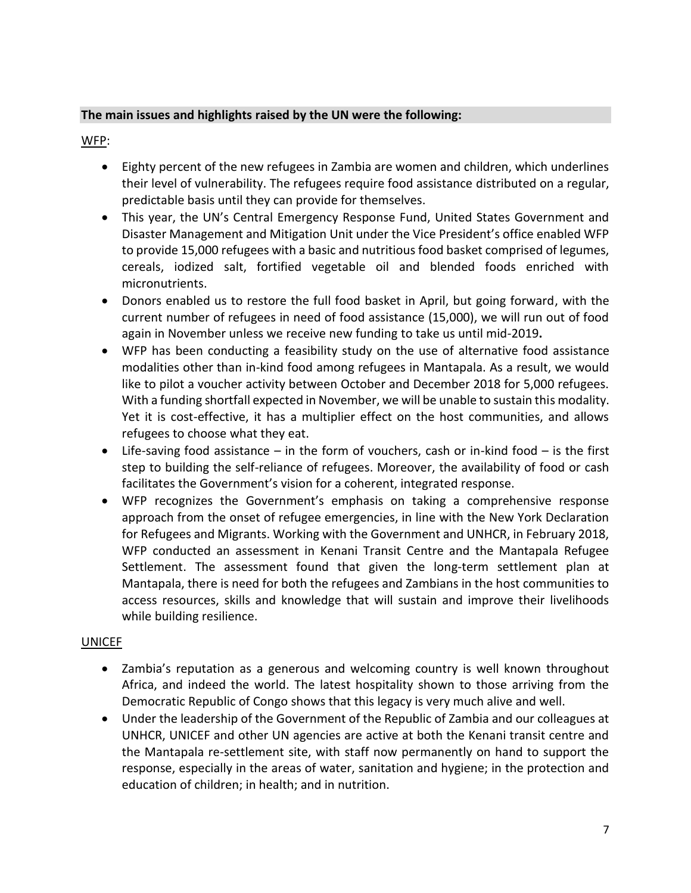**The main issues and highlights raised by the UN were the following:**

WFP:

- Eighty percent of the new refugees in Zambia are women and children, which underlines their level of vulnerability. The refugees require food assistance distributed on a regular, predictable basis until they can provide for themselves.
- This year, the UN's Central Emergency Response Fund, United States Government and Disaster Management and Mitigation Unit under the Vice President's office enabled WFP to provide 15,000 refugees with a basic and nutritious food basket comprised of legumes, cereals, iodized salt, fortified vegetable oil and blended foods enriched with micronutrients.
- Donors enabled us to restore the full food basket in April, but going forward, with the current number of refugees in need of food assistance (15,000), we will run out of food again in November unless we receive new funding to take us until mid-2019**.**
- WFP has been conducting a feasibility study on the use of alternative food assistance modalities other than in-kind food among refugees in Mantapala. As a result, we would like to pilot a voucher activity between October and December 2018 for 5,000 refugees. With a funding shortfall expected in November, we will be unable to sustain this modality. Yet it is cost-effective, it has a multiplier effect on the host communities, and allows refugees to choose what they eat.
- Life-saving food assistance – in the form of vouchers, cash or in-kind food – is the first step to building the self-reliance of refugees. Moreover, the availability of food or cash facilitates the Government's vision for a coherent, integrated response.
- WFP recognizes the Government's emphasis on taking a comprehensive response approach from the onset of refugee emergencies, in line with the New York Declaration for Refugees and Migrants. Working with the Government and UNHCR, in February 2018, WFP conducted an assessment in Kenani Transit Centre and the Mantapala Refugee Settlement. The assessment found that given the long-term settlement plan at Mantapala, there is need for both the refugees and Zambians in the host communities to access resources, skills and knowledge that will sustain and improve their livelihoods while building resilience.

UNICEF

- Zambia's reputation as a generous and welcoming country is well known throughout Africa, and indeed the world. The latest hospitality shown to those arriving from the Democratic Republic of Congo shows that this legacy is very much alive and well.
- Under the leadership of the Government of the Republic of Zambia and our colleagues at UNHCR, UNICEF and other UN agencies are active at both the Kenani transit centre and the Mantapala re-settlement site, with staff now permanently on hand to support the response, especially in the areas of water, sanitation and hygiene; in the protection and education of children; in health; and in nutrition.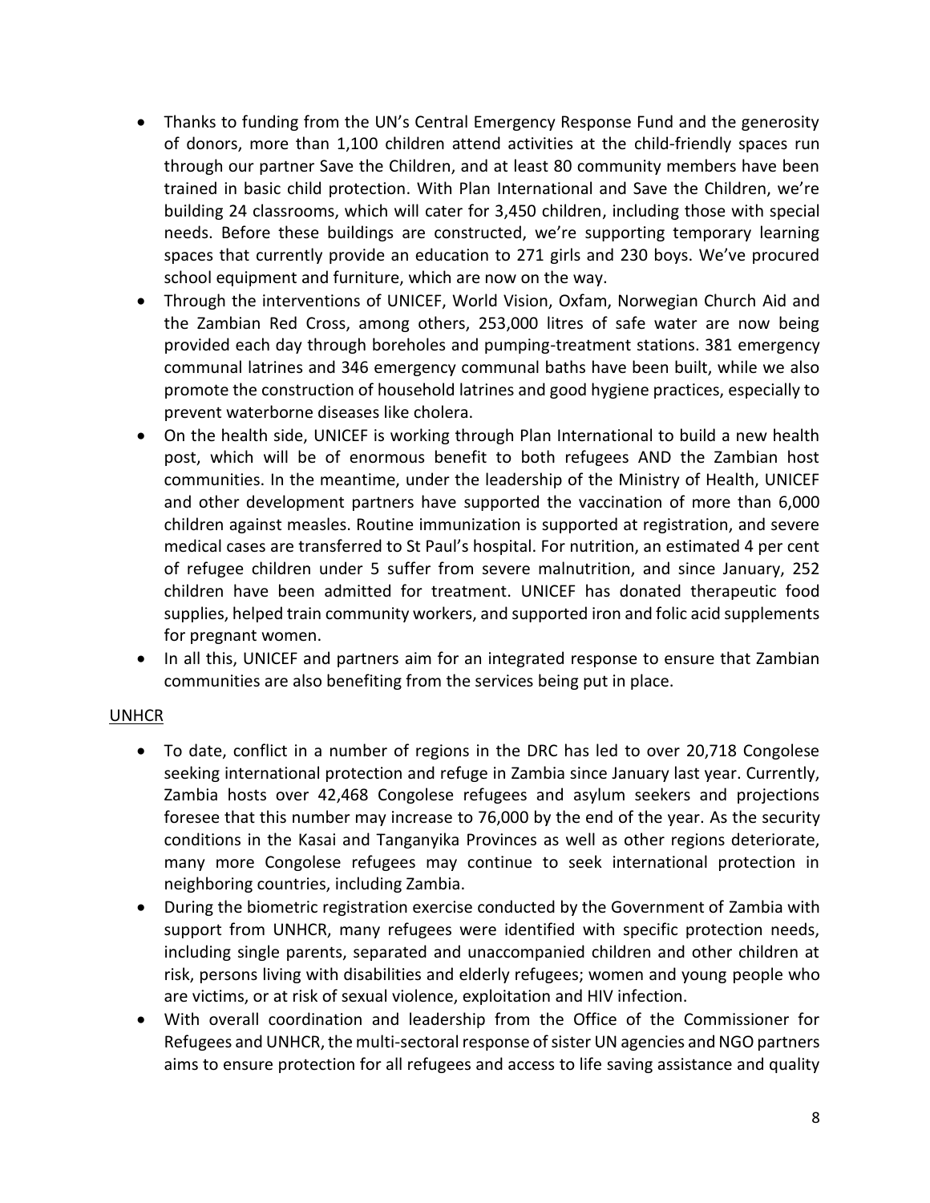- Thanks to funding from the UN's Central Emergency Response Fund and the generosity of donors, more than 1,100 children attend activities at the child-friendly spaces run through our partner Save the Children, and at least 80 community members have been trained in basic child protection. With Plan International and Save the Children, we're building 24 classrooms, which will cater for 3,450 children, including those with special needs. Before these buildings are constructed, we're supporting temporary learning spaces that currently provide an education to 271 girls and 230 boys. We've procured school equipment and furniture, which are now on the way.
- Through the interventions of UNICEF, World Vision, Oxfam, Norwegian Church Aid and the Zambian Red Cross, among others, 253,000 litres of safe water are now being provided each day through boreholes and pumping-treatment stations. 381 emergency communal latrines and 346 emergency communal baths have been built, while we also promote the construction of household latrines and good hygiene practices, especially to prevent waterborne diseases like cholera.
- On the health side, UNICEF is working through Plan International to build a new health post, which will be of enormous benefit to both refugees AND the Zambian host communities. In the meantime, under the leadership of the Ministry of Health, UNICEF and other development partners have supported the vaccination of more than 6,000 children against measles. Routine immunization is supported at registration, and severe medical cases are transferred to St Paul's hospital. For nutrition, an estimated 4 per cent of refugee children under 5 suffer from severe malnutrition, and since January, 252 children have been admitted for treatment. UNICEF has donated therapeutic food supplies, helped train community workers, and supported iron and folic acid supplements for pregnant women.
- In all this, UNICEF and partners aim for an integrated response to ensure that Zambian communities are also benefiting from the services being put in place.

<u>UNHCR</u>

- To date, conflict in a number of regions in the DRC has led to over 20,718 Congolese seeking international protection and refuge in Zambia since January last year. Currently, Zambia hosts over 42,468 Congolese refugees and asylum seekers and projections foresee that this number may increase to 76,000 by the end of the year. As the security conditions in the Kasai and Tanganyika Provinces as well as other regions deteriorate, many more Congolese refugees may continue to seek international protection in neighboring countries, including Zambia.
- During the biometric registration exercise conducted by the Government of Zambia with support from UNHCR, many refugees were identified with specific protection needs, including single parents, separated and unaccompanied children and other children at risk, persons living with disabilities and elderly refugees; women and young people who are victims, or at risk of sexual violence, exploitation and HIV infection.
- With overall coordination and leadership from the Office of the Commissioner for Refugees and UNHCR, the multi-sectoral response of sister UN agencies and NGO partners aims to ensure protection for all refugees and access to life saving assistance and quality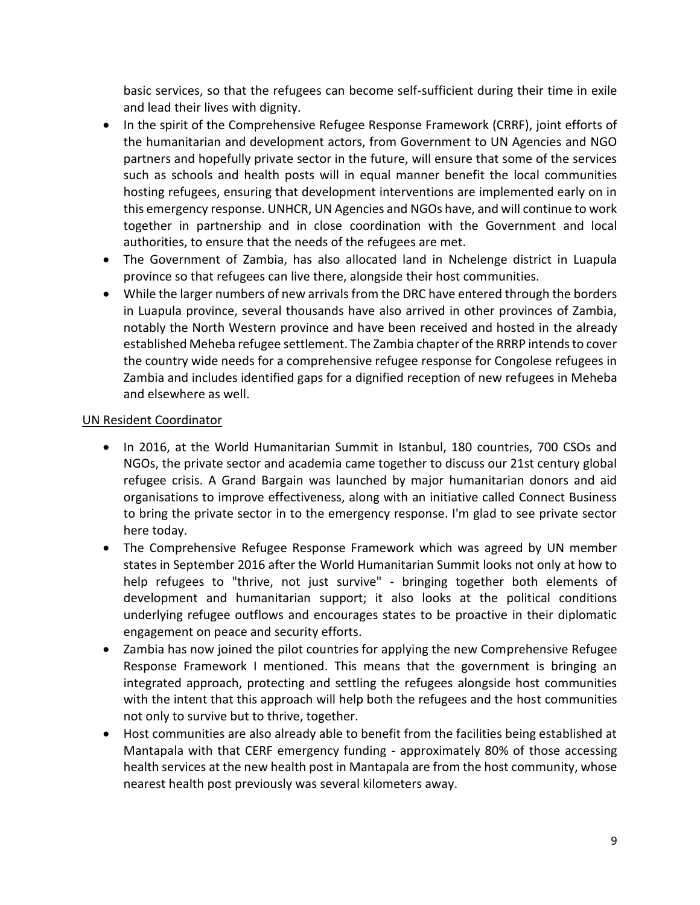basic services, so that the refugees can become self-sufficient during their time in exile and lead their lives with dignity.

- In the spirit of the Comprehensive Refugee Response Framework (CRRF), joint efforts of the humanitarian and development actors, from Government to UN Agencies and NGO partners and hopefully private sector in the future, will ensure that some of the services such as schools and health posts will in equal manner benefit the local communities hosting refugees, ensuring that development interventions are implemented early on in this emergency response. UNHCR, UN Agencies and NGOs have, and will continue to work together in partnership and in close coordination with the Government and local authorities, to ensure that the needs of the refugees are met.
- The Government of Zambia, has also allocated land in Nchelenge district in Luapula province so that refugees can live there, alongside their host communities.
- While the larger numbers of new arrivals from the DRC have entered through the borders in Luapula province, several thousands have also arrived in other provinces of Zambia, notably the North Western province and have been received and hosted in the already established Meheba refugee settlement. The Zambia chapter of the RRRP intends to cover the country wide needs for a comprehensive refugee response for Congolese refugees in Zambia and includes identified gaps for a dignified reception of new refugees in Meheba and elsewhere as well.

<u>UN Resident Coordinator</u>

- In 2016, at the World Humanitarian Summit in Istanbul, 180 countries, 700 CSOs and NGOs, the private sector and academia came together to discuss our 21st century global refugee crisis. A Grand Bargain was launched by major humanitarian donors and aid organisations to improve effectiveness, along with an initiative called Connect Business to bring the private sector in to the emergency response. I'm glad to see private sector here today.
- The Comprehensive Refugee Response Framework which was agreed by UN member states in September 2016 after the World Humanitarian Summit looks not only at how to help refugees to "thrive, not just survive" - bringing together both elements of development and humanitarian support; it also looks at the political conditions underlying refugee outflows and encourages states to be proactive in their diplomatic engagement on peace and security efforts.
- Zambia has now joined the pilot countries for applying the new Comprehensive Refugee Response Framework I mentioned. This means that the government is bringing an integrated approach, protecting and settling the refugees alongside host communities with the intent that this approach will help both the refugees and the host communities not only to survive but to thrive, together.
- Host communities are also already able to benefit from the facilities being established at Mantapala with that CERF emergency funding - approximately 80% of those accessing health services at the new health post in Mantapala are from the host community, whose nearest health post previously was several kilometers away.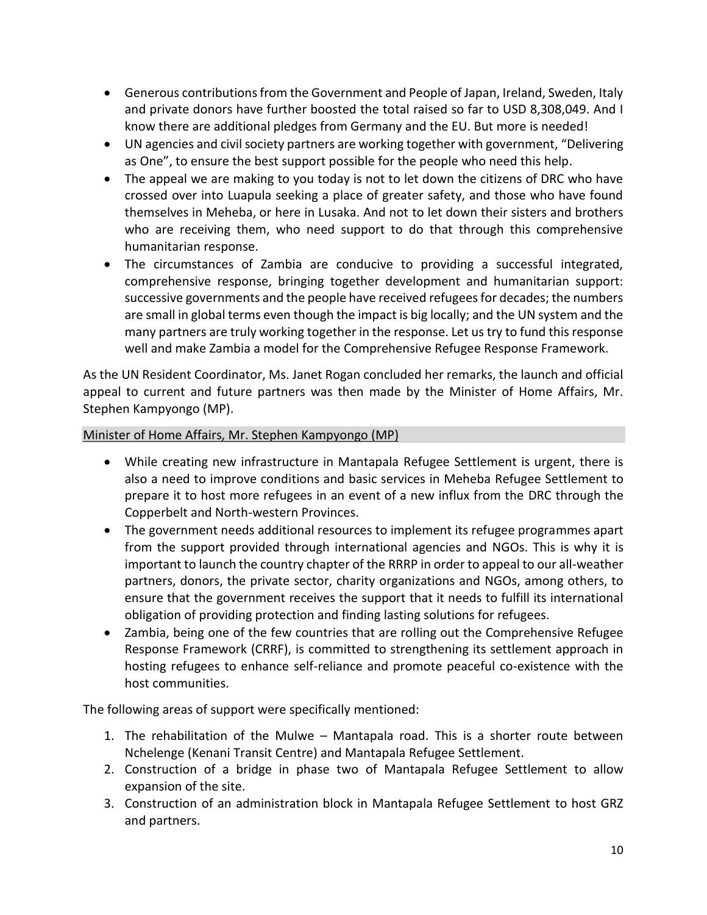- Generous contributions from the Government and People of Japan, Ireland, Sweden, Italy and private donors have further boosted the total raised so far to USD 8,308,049. And I know there are additional pledges from Germany and the EU. But more is needed!
- UN agencies and civil society partners are working together with government, "Delivering as One", to ensure the best support possible for the people who need this help.
- The appeal we are making to you today is not to let down the citizens of DRC who have crossed over into Luapula seeking a place of greater safety, and those who have found themselves in Meheba, or here in Lusaka. And not to let down their sisters and brothers who are receiving them, who need support to do that through this comprehensive humanitarian response.
- The circumstances of Zambia are conducive to providing a successful integrated, comprehensive response, bringing together development and humanitarian support: successive governments and the people have received refugees for decades; the numbers are small in global terms even though the impact is big locally; and the UN system and the many partners are truly working together in the response. Let us try to fund this response well and make Zambia a model for the Comprehensive Refugee Response Framework.

As the UN Resident Coordinator, Ms. Janet Rogan concluded her remarks, the launch and official appeal to current and future partners was then made by the Minister of Home Affairs, Mr. Stephen Kampyongo (MP).

### Minister of Home Affairs, Mr. Stephen Kampyongo (MP)

- While creating new infrastructure in Mantapala Refugee Settlement is urgent, there is also a need to improve conditions and basic services in Meheba Refugee Settlement to prepare it to host more refugees in an event of a new influx from the DRC through the Copperbelt and North-western Provinces.
- The government needs additional resources to implement its refugee programmes apart from the support provided through international agencies and NGOs. This is why it is important to launch the country chapter of the RRRP in order to appeal to our all-weather partners, donors, the private sector, charity organizations and NGOs, among others, to ensure that the government receives the support that it needs to fulfill its international obligation of providing protection and finding lasting solutions for refugees.
- Zambia, being one of the few countries that are rolling out the Comprehensive Refugee Response Framework (CRRF), is committed to strengthening its settlement approach in hosting refugees to enhance self-reliance and promote peaceful co-existence with the host communities.

The following areas of support were specifically mentioned:

1. The rehabilitation of the Mulwe – Mantapala road. This is a shorter route between Nchelenge (Kenani Transit Centre) and Mantapala Refugee Settlement.
2. Construction of a bridge in phase two of Mantapala Refugee Settlement to allow expansion of the site.
3. Construction of an administration block in Mantapala Refugee Settlement to host GRZ and partners.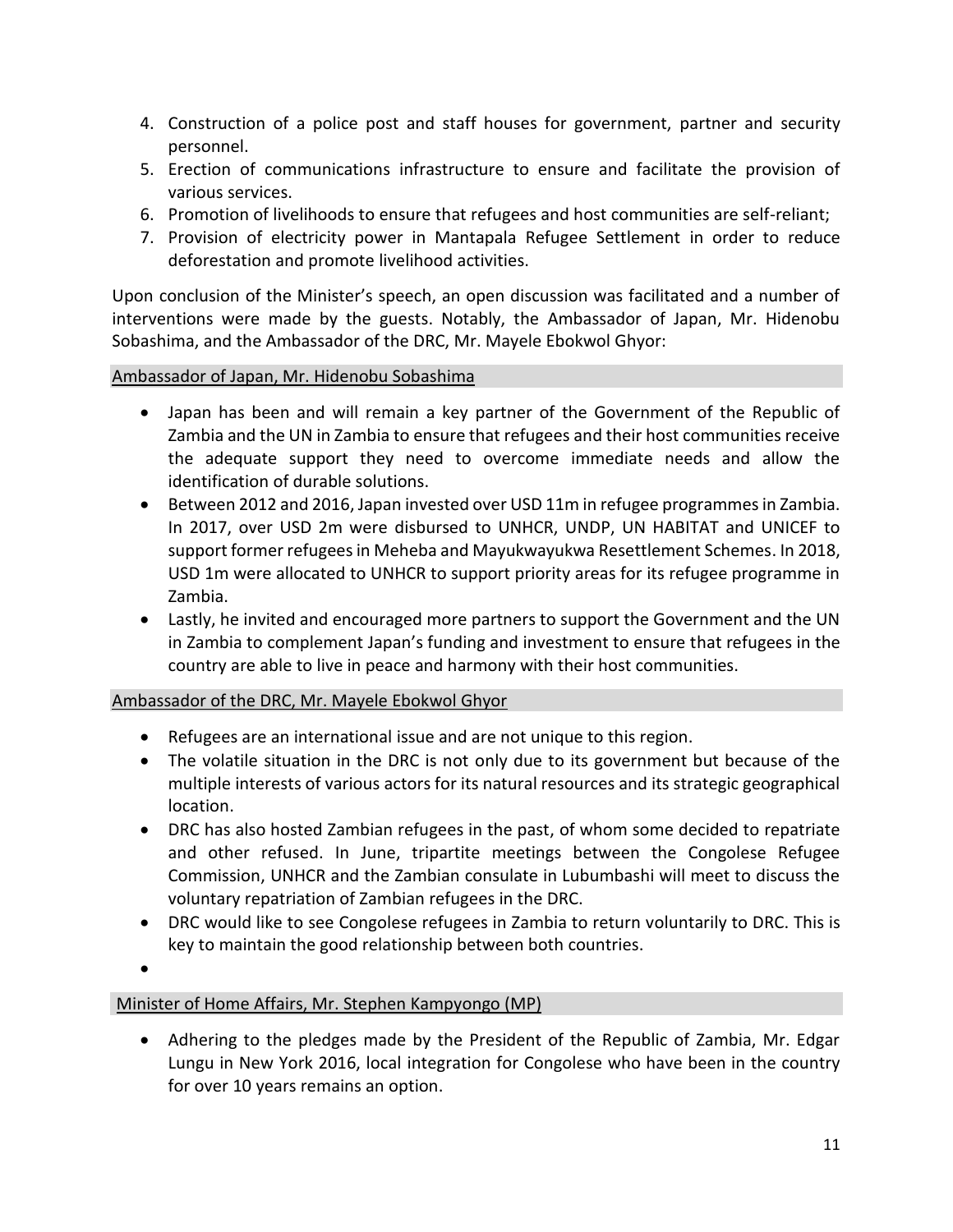4. Construction of a police post and staff houses for government, partner and security personnel.
5. Erection of communications infrastructure to ensure and facilitate the provision of various services.
6. Promotion of livelihoods to ensure that refugees and host communities are self-reliant;
7. Provision of electricity power in Mantapala Refugee Settlement in order to reduce deforestation and promote livelihood activities.

Upon conclusion of the Minister's speech, an open discussion was facilitated and a number of interventions were made by the guests. Notably, the Ambassador of Japan, Mr. Hidenobu Sobashima, and the Ambassador of the DRC, Mr. Mayele Ebokwol Ghyor:

<u>Ambassador of Japan, Mr. Hidenobu Sobashima</u>

- Japan has been and will remain a key partner of the Government of the Republic of Zambia and the UN in Zambia to ensure that refugees and their host communities receive the adequate support they need to overcome immediate needs and allow the identification of durable solutions.
- Between 2012 and 2016, Japan invested over USD 11m in refugee programmes in Zambia. In 2017, over USD 2m were disbursed to UNHCR, UNDP, UN HABITAT and UNICEF to support former refugees in Meheba and Mayukwayukwa Resettlement Schemes. In 2018, USD 1m were allocated to UNHCR to support priority areas for its refugee programme in Zambia.
- Lastly, he invited and encouraged more partners to support the Government and the UN in Zambia to complement Japan's funding and investment to ensure that refugees in the country are able to live in peace and harmony with their host communities.

<u>Ambassador of the DRC, Mr. Mayele Ebokwol Ghyor</u>

- Refugees are an international issue and are not unique to this region.
- The volatile situation in the DRC is not only due to its government but because of the multiple interests of various actors for its natural resources and its strategic geographical location.
- DRC has also hosted Zambian refugees in the past, of whom some decided to repatriate and other refused. In June, tripartite meetings between the Congolese Refugee Commission, UNHCR and the Zambian consulate in Lubumbashi will meet to discuss the voluntary repatriation of Zambian refugees in the DRC.
- DRC would like to see Congolese refugees in Zambia to return voluntarily to DRC. This is key to maintain the good relationship between both countries.

<u>Minister of Home Affairs, Mr. Stephen Kampyongo (MP)</u>

- Adhering to the pledges made by the President of the Republic of Zambia, Mr. Edgar Lungu in New York 2016, local integration for Congolese who have been in the country for over 10 years remains an option.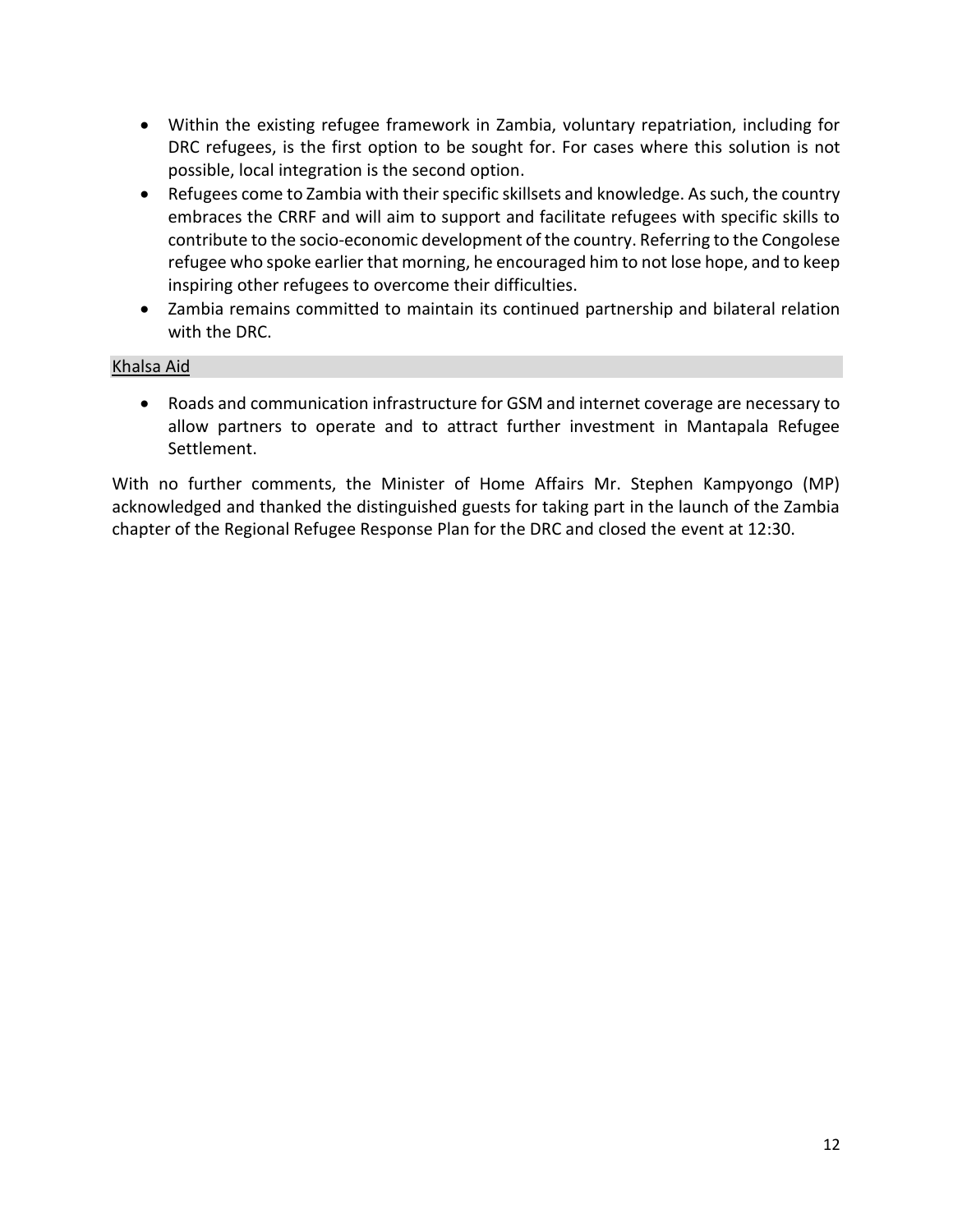- Within the existing refugee framework in Zambia, voluntary repatriation, including for DRC refugees, is the first option to be sought for. For cases where this solution is not possible, local integration is the second option.
- Refugees come to Zambia with their specific skillsets and knowledge. As such, the country embraces the CRRF and will aim to support and facilitate refugees with specific skills to contribute to the socio-economic development of the country. Referring to the Congolese refugee who spoke earlier that morning, he encouraged him to not lose hope, and to keep inspiring other refugees to overcome their difficulties.
- Zambia remains committed to maintain its continued partnership and bilateral relation with the DRC.

<u>Khalsa Aid</u>

- Roads and communication infrastructure for GSM and internet coverage are necessary to allow partners to operate and to attract further investment in Mantapala Refugee Settlement.

With no further comments, the Minister of Home Affairs Mr. Stephen Kampyongo (MP) acknowledged and thanked the distinguished guests for taking part in the launch of the Zambia chapter of the Regional Refugee Response Plan for the DRC and closed the event at 12:30.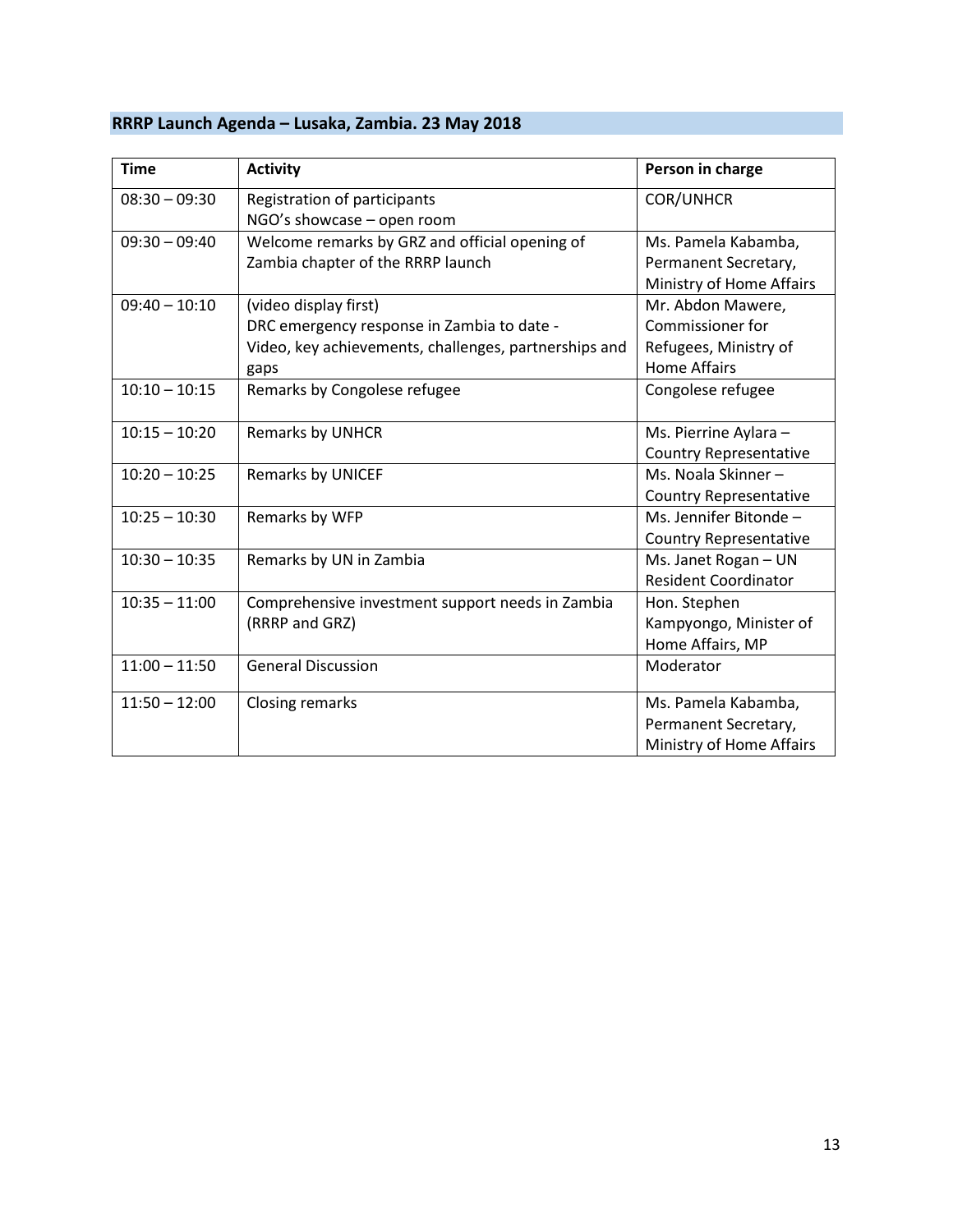## RRRP Launch Agenda – Lusaka, Zambia. 23 May 2018

| Time | Activity | Person in charge |
|---|---|---|
| 08:30 – 09:30 | Registration of participants<br>NGO's showcase – open room | COR/UNHCR |
| 09:30 – 09:40 | Welcome remarks by GRZ and official opening of Zambia chapter of the RRRP launch | Ms. Pamela Kabamba, Permanent Secretary, Ministry of Home Affairs |
| 09:40 – 10:10 | (video display first)<br>DRC emergency response in Zambia to date - Video, key achievements, challenges, partnerships and gaps | Mr. Abdon Mawere, Commissioner for Refugees, Ministry of Home Affairs |
| 10:10 – 10:15 | Remarks by Congolese refugee | Congolese refugee |
| 10:15 – 10:20 | Remarks by UNHCR | Ms. Pierrine Aylara – Country Representative |
| 10:20 – 10:25 | Remarks by UNICEF | Ms. Noala Skinner – Country Representative |
| 10:25 – 10:30 | Remarks by WFP | Ms. Jennifer Bitonde – Country Representative |
| 10:30 – 10:35 | Remarks by UN in Zambia | Ms. Janet Rogan – UN Resident Coordinator |
| 10:35 – 11:00 | Comprehensive investment support needs in Zambia (RRRP and GRZ) | Hon. Stephen Kampyongo, Minister of Home Affairs, MP |
| 11:00 – 11:50 | General Discussion | Moderator |
| 11:50 – 12:00 | Closing remarks | Ms. Pamela Kabamba, Permanent Secretary, Ministry of Home Affairs |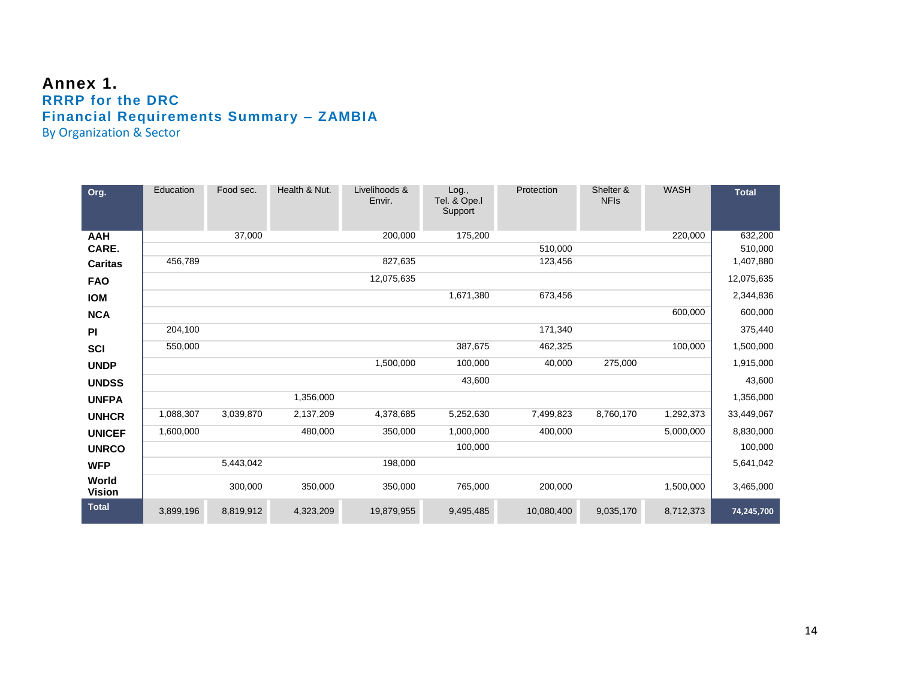# Annex 1.

## RRRP for the DRC

## Financial Requirements Summary – ZAMBIA

By Organization & Sector

| Org. | Education | Food sec. | Health & Nut. | Livelihoods & Envir. | Log., Tel. & Ope.l Support | Protection | Shelter & NFIs | WASH | Total |
|---|---|---|---|---|---|---|---|---|---|
| **AAH** | | 37,000 | | 200,000 | 175,200 | | | 220,000 | 632,200 |
| **CARE.** | | | | | | 510,000 | | | 510,000 |
| **Caritas** | 456,789 | | | 827,635 | | 123,456 | | | 1,407,880 |
| **FAO** | | | | 12,075,635 | | | | | 12,075,635 |
| **IOM** | | | | | 1,671,380 | 673,456 | | | 2,344,836 |
| **NCA** | | | | | | | | 600,000 | 600,000 |
| **PI** | 204,100 | | | | | 171,340 | | | 375,440 |
| **SCI** | 550,000 | | | | 387,675 | 462,325 | | 100,000 | 1,500,000 |
| **UNDP** | | | | 1,500,000 | 100,000 | 40,000 | 275,000 | | 1,915,000 |
| **UNDSS** | | | | | 43,600 | | | | 43,600 |
| **UNFPA** | | | 1,356,000 | | | | | | 1,356,000 |
| **UNHCR** | 1,088,307 | 3,039,870 | 2,137,209 | 4,378,685 | 5,252,630 | 7,499,823 | 8,760,170 | 1,292,373 | 33,449,067 |
| **UNICEF** | 1,600,000 | | 480,000 | 350,000 | 1,000,000 | 400,000 | | 5,000,000 | 8,830,000 |
| **UNRCO** | | | | | 100,000 | | | | 100,000 |
| **WFP** | | 5,443,042 | | 198,000 | | | | | 5,641,042 |
| **World Vision** | | 300,000 | 350,000 | 350,000 | 765,000 | 200,000 | | 1,500,000 | 3,465,000 |
| **Total** | 3,899,196 | 8,819,912 | 4,323,209 | 19,879,955 | 9,495,485 | 10,080,400 | 9,035,170 | 8,712,373 | **74,245,700** |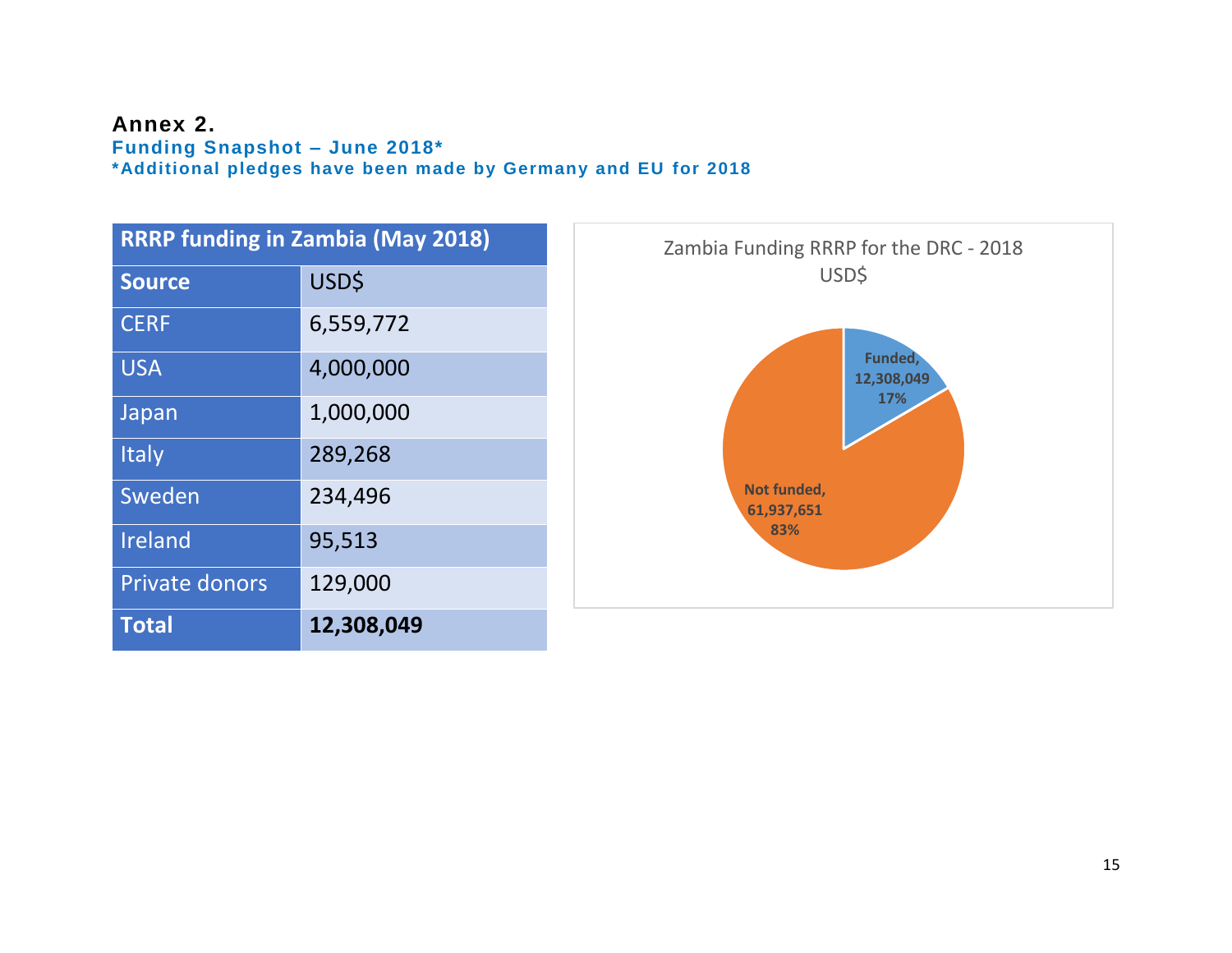**Annex 2.**

**Funding Snapshot – June 2018***

***Additional pledges have been made by Germany and EU for 2018**

| RRRP funding in Zambia (May 2018) | |
|---|---|
| **Source** | USD$ |
| CERF | 6,559,772 |
| USA | 4,000,000 |
| Japan | 1,000,000 |
| Italy | 289,268 |
| Sweden | 234,496 |
| Ireland | 95,513 |
| Private donors | 129,000 |
| **Total** | **12,308,049** |

Zambia Funding RRRP for the DRC - 2018
USD$

Funded, 12,308,049 17%

Not funded, 61,937,651 83%